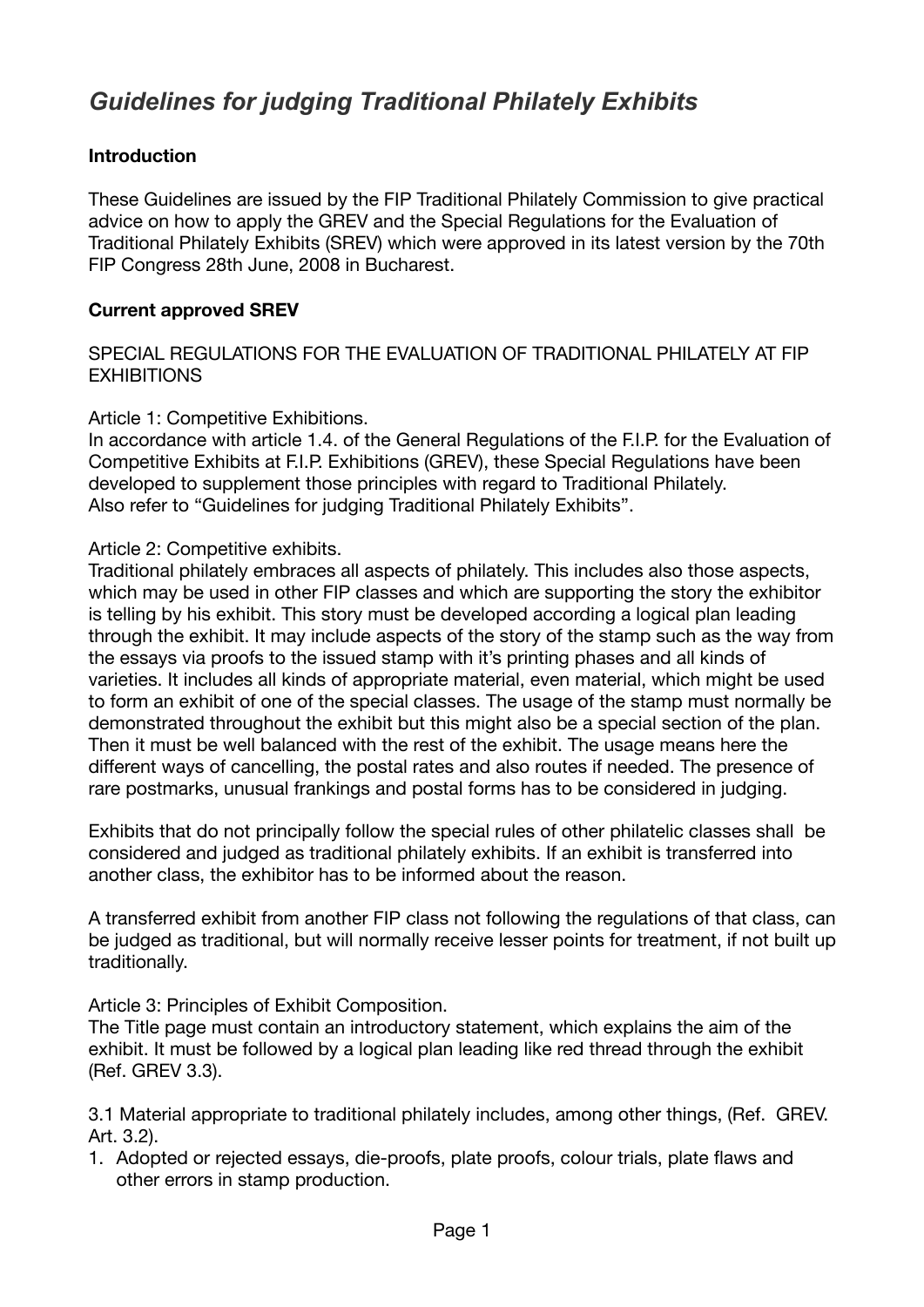# *Guidelines for judging Traditional Philately Exhibits*

**Introduction**

These Guidelines are issued by the FIP Traditional Philately Commission to give practical advice on how to apply the GREV and the Special Regulations for the Evaluation of Traditional Philately Exhibits (SREV) which were approved in its latest version by the 70th FIP Congress 28th June, 2008 in Bucharest.

**Current approved SREV**

SPECIAL REGULATIONS FOR THE EVALUATION OF TRADITIONAL PHILATELY AT FIP EXHIBITIONS

Article 1: Competitive Exhibitions.
In accordance with article 1.4. of the General Regulations of the F.I.P. for the Evaluation of Competitive Exhibits at F.I.P. Exhibitions (GREV), these Special Regulations have been developed to supplement those principles with regard to Traditional Philately.
Also refer to "Guidelines for judging Traditional Philately Exhibits".

Article 2: Competitive exhibits.
Traditional philately embraces all aspects of philately. This includes also those aspects, which may be used in other FIP classes and which are supporting the story the exhibitor is telling by his exhibit. This story must be developed according a logical plan leading through the exhibit. It may include aspects of the story of the stamp such as the way from the essays via proofs to the issued stamp with it's printing phases and all kinds of varieties. It includes all kinds of appropriate material, even material, which might be used to form an exhibit of one of the special classes. The usage of the stamp must normally be demonstrated throughout the exhibit but this might also be a special section of the plan. Then it must be well balanced with the rest of the exhibit. The usage means here the different ways of cancelling, the postal rates and also routes if needed. The presence of rare postmarks, unusual frankings and postal forms has to be considered in judging.

Exhibits that do not principally follow the special rules of other philatelic classes shall be considered and judged as traditional philately exhibits. If an exhibit is transferred into another class, the exhibitor has to be informed about the reason.

A transferred exhibit from another FIP class not following the regulations of that class, can be judged as traditional, but will normally receive lesser points for treatment, if not built up traditionally.

Article 3: Principles of Exhibit Composition.
The Title page must contain an introductory statement, which explains the aim of the exhibit. It must be followed by a logical plan leading like red thread through the exhibit (Ref. GREV 3.3).

3.1 Material appropriate to traditional philately includes, among other things, (Ref. GREV. Art. 3.2).

1. Adopted or rejected essays, die-proofs, plate proofs, colour trials, plate flaws and other errors in stamp production.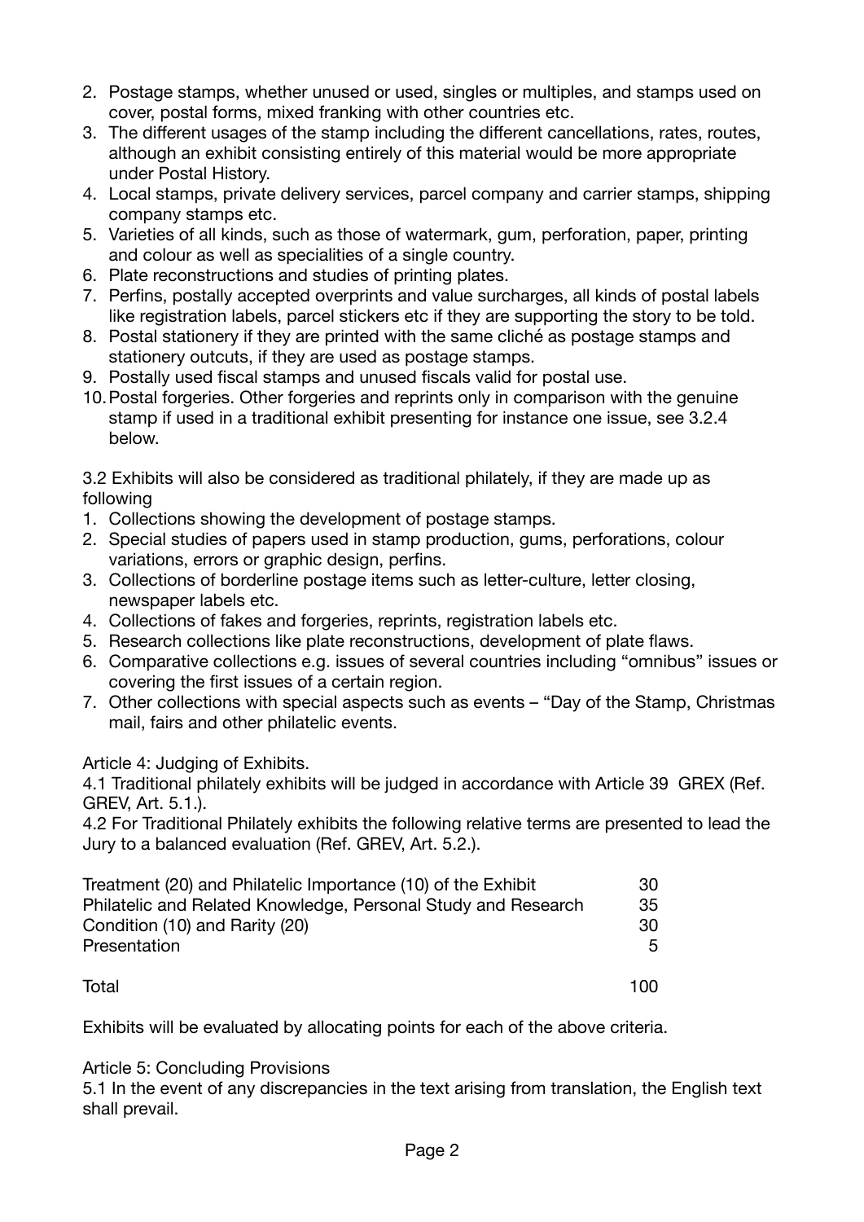2. Postage stamps, whether unused or used, singles or multiples, and stamps used on cover, postal forms, mixed franking with other countries etc.
3. The different usages of the stamp including the different cancellations, rates, routes, although an exhibit consisting entirely of this material would be more appropriate under Postal History.
4. Local stamps, private delivery services, parcel company and carrier stamps, shipping company stamps etc.
5. Varieties of all kinds, such as those of watermark, gum, perforation, paper, printing and colour as well as specialities of a single country.
6. Plate reconstructions and studies of printing plates.
7. Perfins, postally accepted overprints and value surcharges, all kinds of postal labels like registration labels, parcel stickers etc if they are supporting the story to be told.
8. Postal stationery if they are printed with the same cliché as postage stamps and stationery outcuts, if they are used as postage stamps.
9. Postally used fiscal stamps and unused fiscals valid for postal use.
10. Postal forgeries. Other forgeries and reprints only in comparison with the genuine stamp if used in a traditional exhibit presenting for instance one issue, see 3.2.4 below.

3.2 Exhibits will also be considered as traditional philately, if they are made up as following

1. Collections showing the development of postage stamps.
2. Special studies of papers used in stamp production, gums, perforations, colour variations, errors or graphic design, perfins.
3. Collections of borderline postage items such as letter-culture, letter closing, newspaper labels etc.
4. Collections of fakes and forgeries, reprints, registration labels etc.
5. Research collections like plate reconstructions, development of plate flaws.
6. Comparative collections e.g. issues of several countries including "omnibus" issues or covering the first issues of a certain region.
7. Other collections with special aspects such as events – "Day of the Stamp, Christmas mail, fairs and other philatelic events.

Article 4: Judging of Exhibits.

4.1 Traditional philately exhibits will be judged in accordance with Article 39 GREX (Ref. GREV, Art. 5.1.).

4.2 For Traditional Philately exhibits the following relative terms are presented to lead the Jury to a balanced evaluation (Ref. GREV, Art. 5.2.).

| | |
|---|---|
| Treatment (20) and Philatelic Importance (10) of the Exhibit | 30 |
| Philatelic and Related Knowledge, Personal Study and Research | 35 |
| Condition (10) and Rarity (20) | 30 |
| Presentation | 5 |
| Total | 100 |

Exhibits will be evaluated by allocating points for each of the above criteria.

Article 5: Concluding Provisions

5.1 In the event of any discrepancies in the text arising from translation, the English text shall prevail.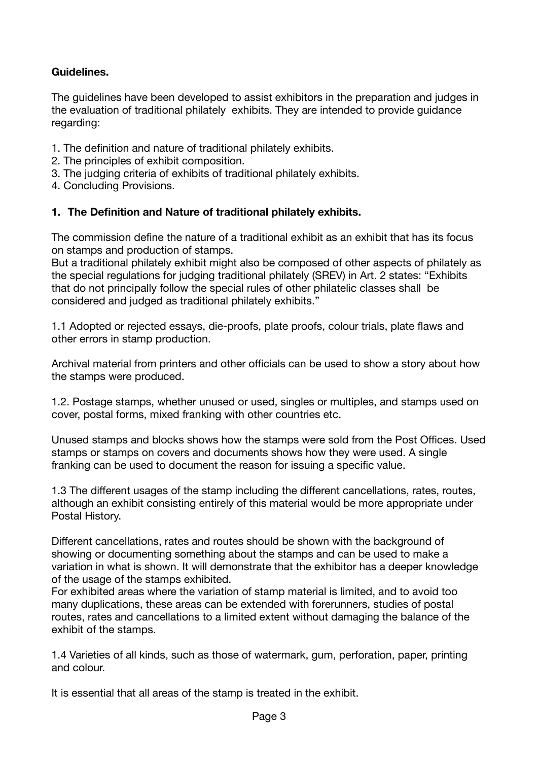**Guidelines.**

The guidelines have been developed to assist exhibitors in the preparation and judges in the evaluation of traditional philately exhibits. They are intended to provide guidance regarding:

1. The definition and nature of traditional philately exhibits.
2. The principles of exhibit composition.
3. The judging criteria of exhibits of traditional philately exhibits.
4. Concluding Provisions.

## 1. The Definition and Nature of traditional philately exhibits.

The commission define the nature of a traditional exhibit as an exhibit that has its focus on stamps and production of stamps.
But a traditional philately exhibit might also be composed of other aspects of philately as the special regulations for judging traditional philately (SREV) in Art. 2 states: “Exhibits that do not principally follow the special rules of other philatelic classes shall be considered and judged as traditional philately exhibits.”

1.1 Adopted or rejected essays, die-proofs, plate proofs, colour trials, plate flaws and other errors in stamp production.

Archival material from printers and other officials can be used to show a story about how the stamps were produced.

1.2. Postage stamps, whether unused or used, singles or multiples, and stamps used on cover, postal forms, mixed franking with other countries etc.

Unused stamps and blocks shows how the stamps were sold from the Post Offices. Used stamps or stamps on covers and documents shows how they were used. A single franking can be used to document the reason for issuing a specific value.

1.3 The different usages of the stamp including the different cancellations, rates, routes, although an exhibit consisting entirely of this material would be more appropriate under Postal History.

Different cancellations, rates and routes should be shown with the background of showing or documenting something about the stamps and can be used to make a variation in what is shown. It will demonstrate that the exhibitor has a deeper knowledge of the usage of the stamps exhibited.
For exhibited areas where the variation of stamp material is limited, and to avoid too many duplications, these areas can be extended with forerunners, studies of postal routes, rates and cancellations to a limited extent without damaging the balance of the exhibit of the stamps.

1.4 Varieties of all kinds, such as those of watermark, gum, perforation, paper, printing and colour.

It is essential that all areas of the stamp is treated in the exhibit.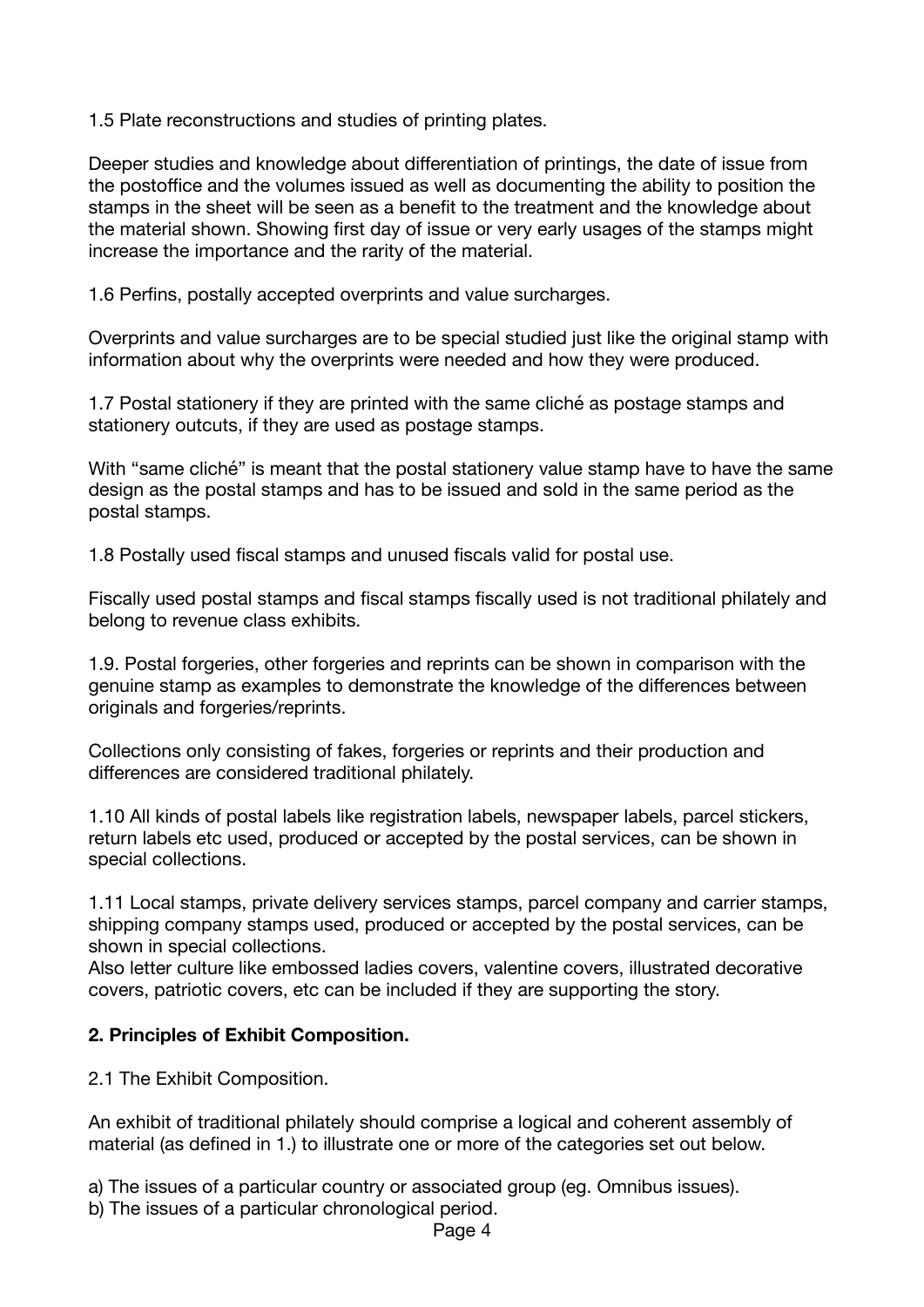1.5 Plate reconstructions and studies of printing plates.

Deeper studies and knowledge about differentiation of printings, the date of issue from the postoffice and the volumes issued as well as documenting the ability to position the stamps in the sheet will be seen as a benefit to the treatment and the knowledge about the material shown. Showing first day of issue or very early usages of the stamps might increase the importance and the rarity of the material.

1.6 Perfins, postally accepted overprints and value surcharges.

Overprints and value surcharges are to be special studied just like the original stamp with information about why the overprints were needed and how they were produced.

1.7 Postal stationery if they are printed with the same cliché as postage stamps and stationery outcuts, if they are used as postage stamps.

With "same cliché" is meant that the postal stationery value stamp have to have the same design as the postal stamps and has to be issued and sold in the same period as the postal stamps.

1.8 Postally used fiscal stamps and unused fiscals valid for postal use.

Fiscally used postal stamps and fiscal stamps fiscally used is not traditional philately and belong to revenue class exhibits.

1.9. Postal forgeries, other forgeries and reprints can be shown in comparison with the genuine stamp as examples to demonstrate the knowledge of the differences between originals and forgeries/reprints.

Collections only consisting of fakes, forgeries or reprints and their production and differences are considered traditional philately.

1.10 All kinds of postal labels like registration labels, newspaper labels, parcel stickers, return labels etc used, produced or accepted by the postal services, can be shown in special collections.

1.11 Local stamps, private delivery services stamps, parcel company and carrier stamps, shipping company stamps used, produced or accepted by the postal services, can be shown in special collections.
Also letter culture like embossed ladies covers, valentine covers, illustrated decorative covers, patriotic covers, etc can be included if they are supporting the story.

**2. Principles of Exhibit Composition.**

2.1 The Exhibit Composition.

An exhibit of traditional philately should comprise a logical and coherent assembly of material (as defined in 1.) to illustrate one or more of the categories set out below.

a) The issues of a particular country or associated group (eg. Omnibus issues).
b) The issues of a particular chronological period.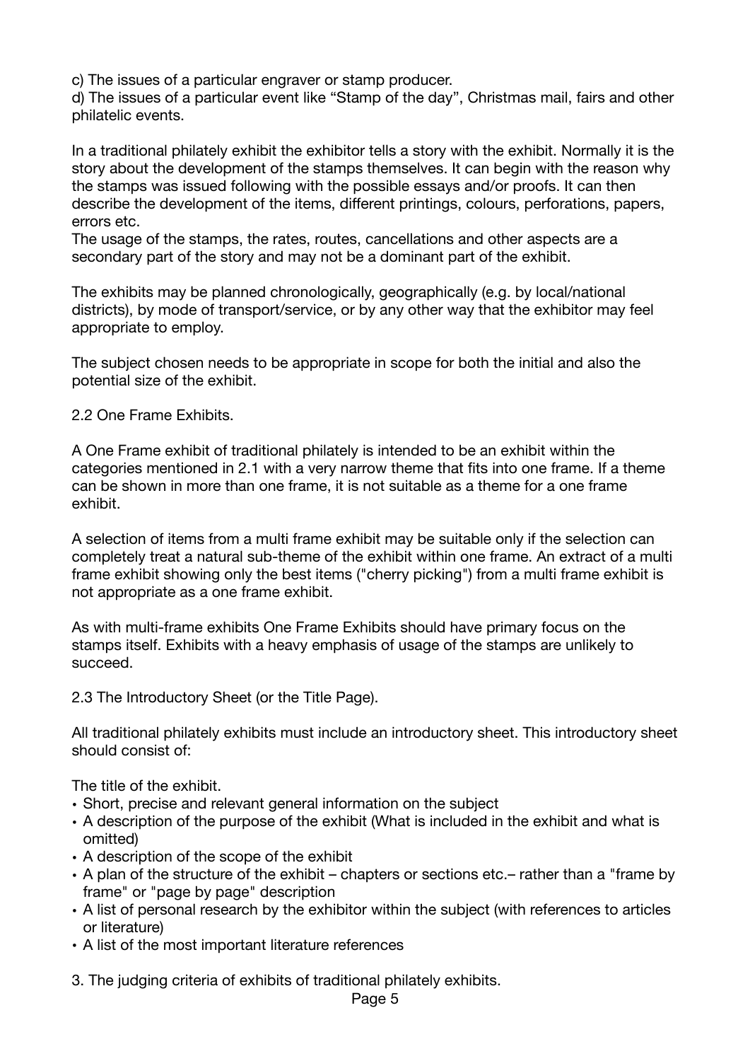c) The issues of a particular engraver or stamp producer.
d) The issues of a particular event like "Stamp of the day", Christmas mail, fairs and other philatelic events.

In a traditional philately exhibit the exhibitor tells a story with the exhibit. Normally it is the story about the development of the stamps themselves. It can begin with the reason why the stamps was issued following with the possible essays and/or proofs. It can then describe the development of the items, different printings, colours, perforations, papers, errors etc.
The usage of the stamps, the rates, routes, cancellations and other aspects are a secondary part of the story and may not be a dominant part of the exhibit.

The exhibits may be planned chronologically, geographically (e.g. by local/national districts), by mode of transport/service, or by any other way that the exhibitor may feel appropriate to employ.

The subject chosen needs to be appropriate in scope for both the initial and also the potential size of the exhibit.

## 2.2 One Frame Exhibits.

A One Frame exhibit of traditional philately is intended to be an exhibit within the categories mentioned in 2.1 with a very narrow theme that fits into one frame. If a theme can be shown in more than one frame, it is not suitable as a theme for a one frame exhibit.

A selection of items from a multi frame exhibit may be suitable only if the selection can completely treat a natural sub-theme of the exhibit within one frame. An extract of a multi frame exhibit showing only the best items ("cherry picking") from a multi frame exhibit is not appropriate as a one frame exhibit.

As with multi-frame exhibits One Frame Exhibits should have primary focus on the stamps itself. Exhibits with a heavy emphasis of usage of the stamps are unlikely to succeed.

## 2.3 The Introductory Sheet (or the Title Page).

All traditional philately exhibits must include an introductory sheet. This introductory sheet should consist of:

The title of the exhibit.

- Short, precise and relevant general information on the subject
- A description of the purpose of the exhibit (What is included in the exhibit and what is omitted)
- A description of the scope of the exhibit
- A plan of the structure of the exhibit – chapters or sections etc.– rather than a "frame by frame" or "page by page" description
- A list of personal research by the exhibitor within the subject (with references to articles or literature)
- A list of the most important literature references

## 3. The judging criteria of exhibits of traditional philately exhibits.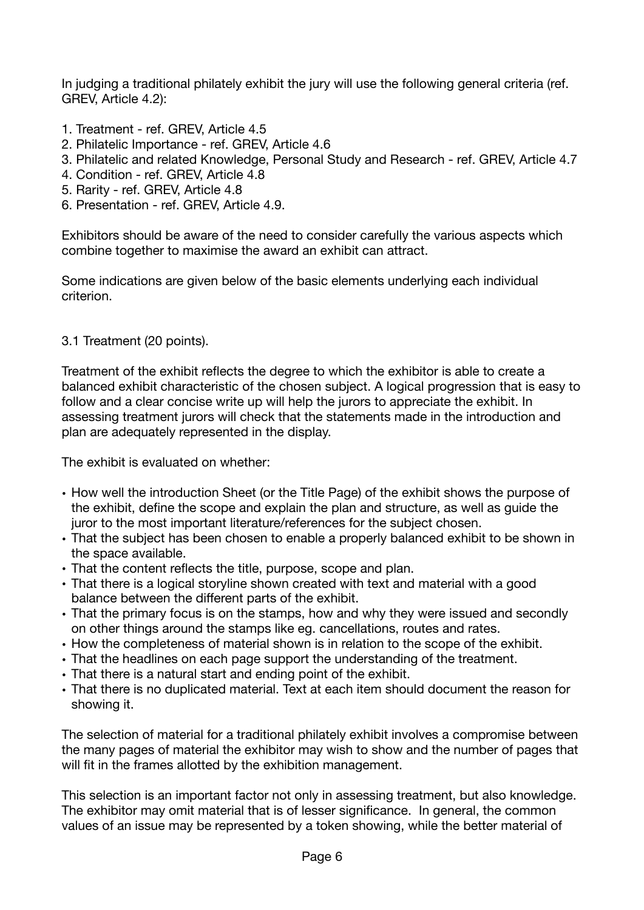In judging a traditional philately exhibit the jury will use the following general criteria (ref. GREV, Article 4.2):

1. Treatment - ref. GREV, Article 4.5
2. Philatelic Importance - ref. GREV, Article 4.6
3. Philatelic and related Knowledge, Personal Study and Research - ref. GREV, Article 4.7
4. Condition - ref. GREV, Article 4.8
5. Rarity - ref. GREV, Article 4.8
6. Presentation - ref. GREV, Article 4.9.

Exhibitors should be aware of the need to consider carefully the various aspects which combine together to maximise the award an exhibit can attract.

Some indications are given below of the basic elements underlying each individual criterion.

### 3.1 Treatment (20 points).

Treatment of the exhibit reflects the degree to which the exhibitor is able to create a balanced exhibit characteristic of the chosen subject. A logical progression that is easy to follow and a clear concise write up will help the jurors to appreciate the exhibit. In assessing treatment jurors will check that the statements made in the introduction and plan are adequately represented in the display.

The exhibit is evaluated on whether:

- How well the introduction Sheet (or the Title Page) of the exhibit shows the purpose of the exhibit, define the scope and explain the plan and structure, as well as guide the juror to the most important literature/references for the subject chosen.
- That the subject has been chosen to enable a properly balanced exhibit to be shown in the space available.
- That the content reflects the title, purpose, scope and plan.
- That there is a logical storyline shown created with text and material with a good balance between the different parts of the exhibit.
- That the primary focus is on the stamps, how and why they were issued and secondly on other things around the stamps like eg. cancellations, routes and rates.
- How the completeness of material shown is in relation to the scope of the exhibit.
- That the headlines on each page support the understanding of the treatment.
- That there is a natural start and ending point of the exhibit.
- That there is no duplicated material. Text at each item should document the reason for showing it.

The selection of material for a traditional philately exhibit involves a compromise between the many pages of material the exhibitor may wish to show and the number of pages that will fit in the frames allotted by the exhibition management.

This selection is an important factor not only in assessing treatment, but also knowledge. The exhibitor may omit material that is of lesser significance. In general, the common values of an issue may be represented by a token showing, while the better material of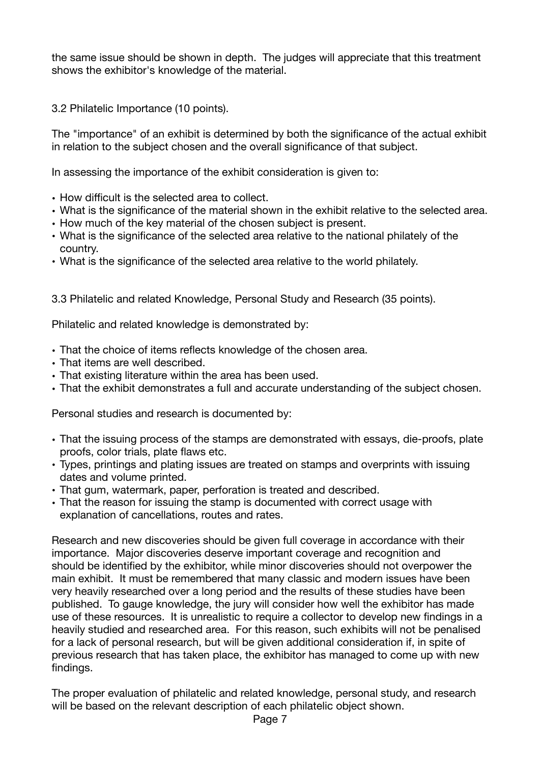the same issue should be shown in depth. The judges will appreciate that this treatment shows the exhibitor's knowledge of the material.

### 3.2 Philatelic Importance (10 points).

The "importance" of an exhibit is determined by both the significance of the actual exhibit in relation to the subject chosen and the overall significance of that subject.

In assessing the importance of the exhibit consideration is given to:

- How difficult is the selected area to collect.
- What is the significance of the material shown in the exhibit relative to the selected area.
- How much of the key material of the chosen subject is present.
- What is the significance of the selected area relative to the national philately of the country.
- What is the significance of the selected area relative to the world philately.

### 3.3 Philatelic and related Knowledge, Personal Study and Research (35 points).

Philatelic and related knowledge is demonstrated by:

- That the choice of items reflects knowledge of the chosen area.
- That items are well described.
- That existing literature within the area has been used.
- That the exhibit demonstrates a full and accurate understanding of the subject chosen.

Personal studies and research is documented by:

- That the issuing process of the stamps are demonstrated with essays, die-proofs, plate proofs, color trials, plate flaws etc.
- Types, printings and plating issues are treated on stamps and overprints with issuing dates and volume printed.
- That gum, watermark, paper, perforation is treated and described.
- That the reason for issuing the stamp is documented with correct usage with explanation of cancellations, routes and rates.

Research and new discoveries should be given full coverage in accordance with their importance. Major discoveries deserve important coverage and recognition and should be identified by the exhibitor, while minor discoveries should not overpower the main exhibit. It must be remembered that many classic and modern issues have been very heavily researched over a long period and the results of these studies have been published. To gauge knowledge, the jury will consider how well the exhibitor has made use of these resources. It is unrealistic to require a collector to develop new findings in a heavily studied and researched area. For this reason, such exhibits will not be penalised for a lack of personal research, but will be given additional consideration if, in spite of previous research that has taken place, the exhibitor has managed to come up with new findings.

The proper evaluation of philatelic and related knowledge, personal study, and research will be based on the relevant description of each philatelic object shown.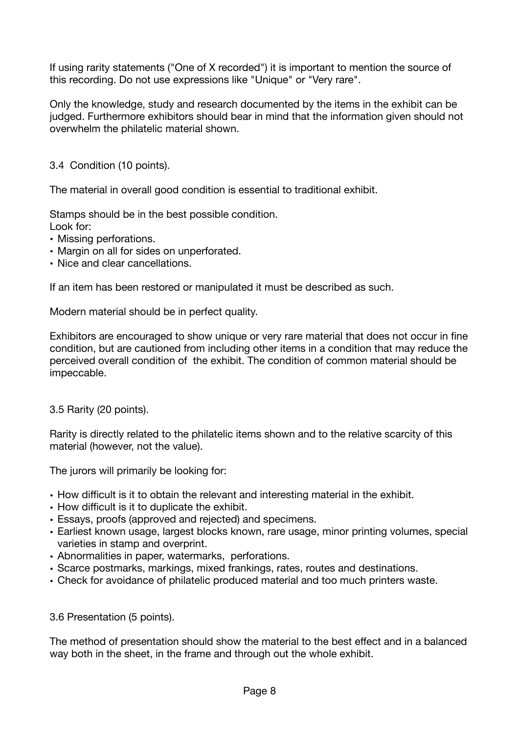If using rarity statements ("One of X recorded") it is important to mention the source of this recording. Do not use expressions like "Unique" or "Very rare".

Only the knowledge, study and research documented by the items in the exhibit can be judged. Furthermore exhibitors should bear in mind that the information given should not overwhelm the philatelic material shown.

### 3.4 Condition (10 points).

The material in overall good condition is essential to traditional exhibit.

Stamps should be in the best possible condition.
Look for:

- Missing perforations.
- Margin on all for sides on unperforated.
- Nice and clear cancellations.

If an item has been restored or manipulated it must be described as such.

Modern material should be in perfect quality.

Exhibitors are encouraged to show unique or very rare material that does not occur in fine condition, but are cautioned from including other items in a condition that may reduce the perceived overall condition of the exhibit. The condition of common material should be impeccable.

### 3.5 Rarity (20 points).

Rarity is directly related to the philatelic items shown and to the relative scarcity of this material (however, not the value).

The jurors will primarily be looking for:

- How difficult is it to obtain the relevant and interesting material in the exhibit.
- How difficult is it to duplicate the exhibit.
- Essays, proofs (approved and rejected) and specimens.
- Earliest known usage, largest blocks known, rare usage, minor printing volumes, special varieties in stamp and overprint.
- Abnormalities in paper, watermarks, perforations.
- Scarce postmarks, markings, mixed frankings, rates, routes and destinations.
- Check for avoidance of philatelic produced material and too much printers waste.

### 3.6 Presentation (5 points).

The method of presentation should show the material to the best effect and in a balanced way both in the sheet, in the frame and through out the whole exhibit.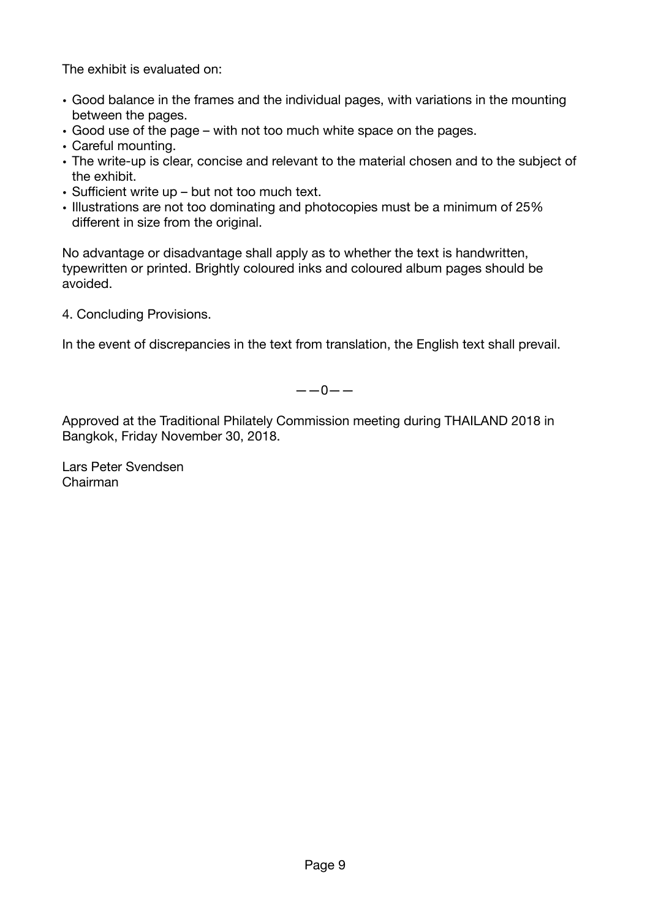The exhibit is evaluated on:

- Good balance in the frames and the individual pages, with variations in the mounting between the pages.
- Good use of the page – with not too much white space on the pages.
- Careful mounting.
- The write-up is clear, concise and relevant to the material chosen and to the subject of the exhibit.
- Sufficient write up – but not too much text.
- Illustrations are not too dominating and photocopies must be a minimum of 25% different in size from the original.

No advantage or disadvantage shall apply as to whether the text is handwritten, typewritten or printed. Brightly coloured inks and coloured album pages should be avoided.

4. Concluding Provisions.

In the event of discrepancies in the text from translation, the English text shall prevail.

——0——

Approved at the Traditional Philately Commission meeting during THAILAND 2018 in Bangkok, Friday November 30, 2018.

Lars Peter Svendsen
Chairman